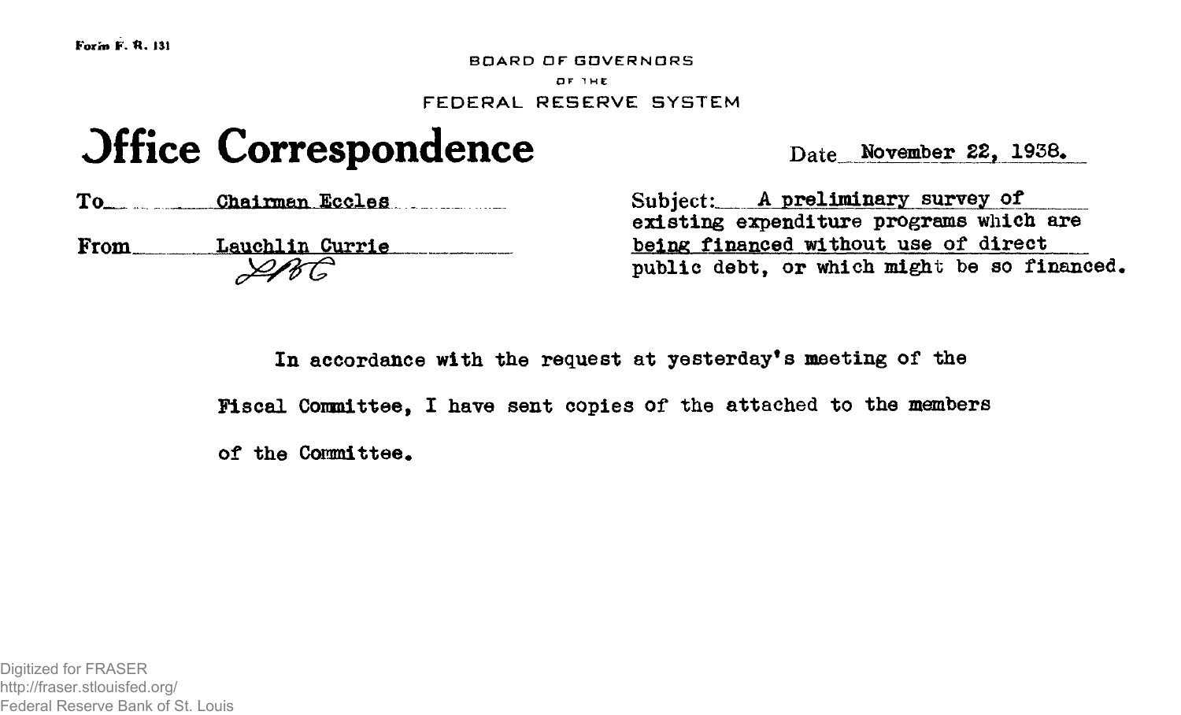Form F. R. 131

BOARD OF GOVERNORS

OF THE

FEDERAL RESERVE SYSTEM

# Office Correspondence

Date November 22, 1938.

To Chairman Eccles

From Lauchlin Currie

LBC

Subject: A preliminary survey of existing expenditure programs which are being financed without use of direct public debt, or which might be so financed.

In accordance with the request at yesterday's meeting of the Fiscal Committee, I have sent copies of the attached to the members of the Committee.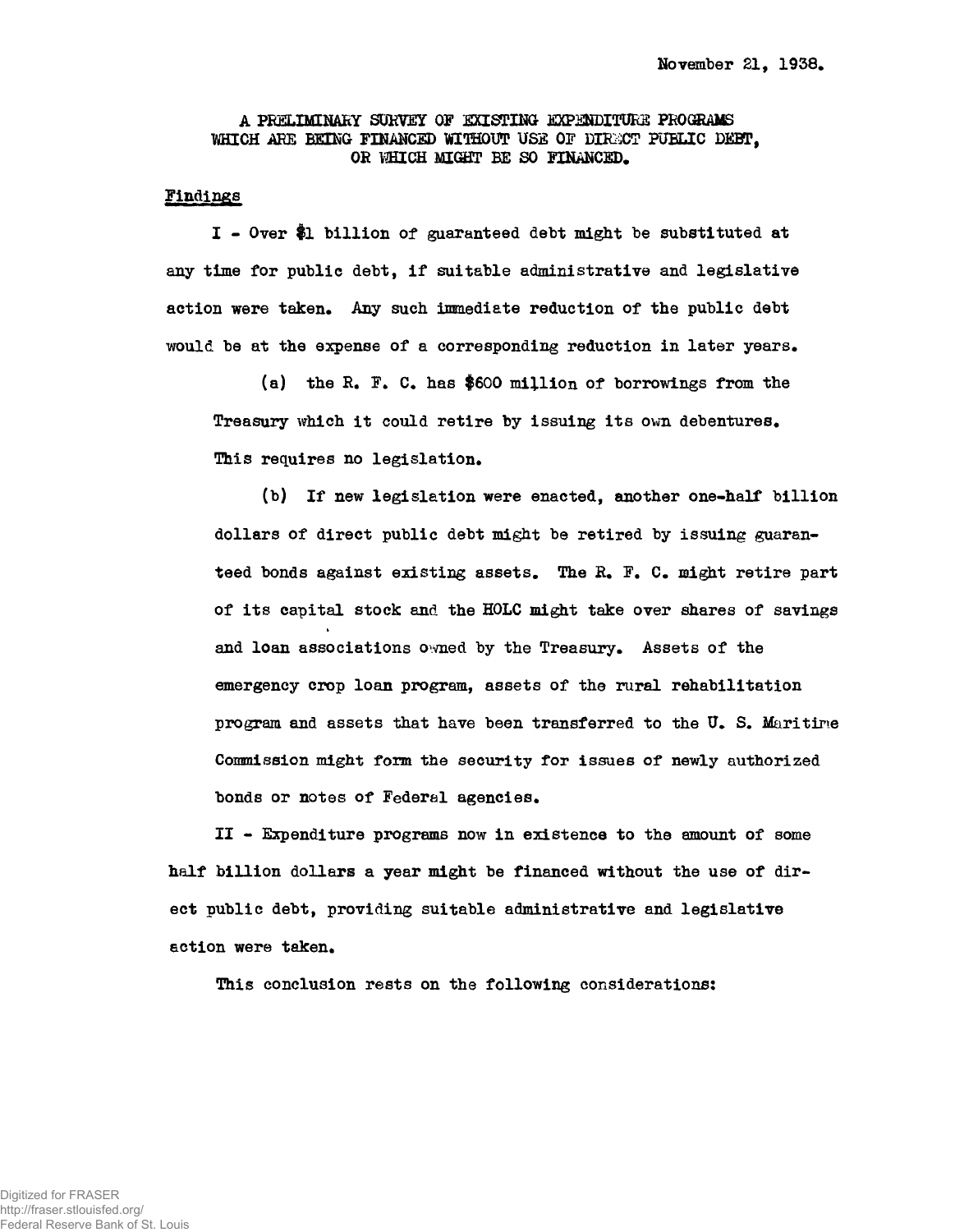November 21, 1938.

A PRELIMINARY SURVEY OF EXISTING EXPENDITURE PROGRAMS WHICH ARE BEING FINANCED WITHOUT USE OF DIRECT PUBLIC DEBT, OR WHICH MIGHT BE SO FINANCED.

## Findings

I - Over $1 billion of guaranteed debt might be substituted at any time for public debt, if suitable administrative and legislative action were taken. Any such immediate reduction of the public debt would be at the expense of a corresponding reduction in later years.

(a) the R. F. C. has $600 million of borrowings from the Treasury which it could retire by issuing its own debentures. This requires no legislation.

(b) If new legislation were enacted, another one-half billion dollars of direct public debt might be retired by issuing guaranteed bonds against existing assets. The R. F. C. might retire part of its capital stock and the HOLC might take over shares of savings and loan associations owned by the Treasury. Assets of the emergency crop loan program, assets of the rural rehabilitation program and assets that have been transferred to the U. S. Maritime Commission might form the security for issues of newly authorized bonds or notes of Federal agencies.

II - Expenditure programs now in existence to the amount of some half billion dollars a year might be financed without the use of direct public debt, providing suitable administrative and legislative action were taken.

This conclusion rests on the following considerations: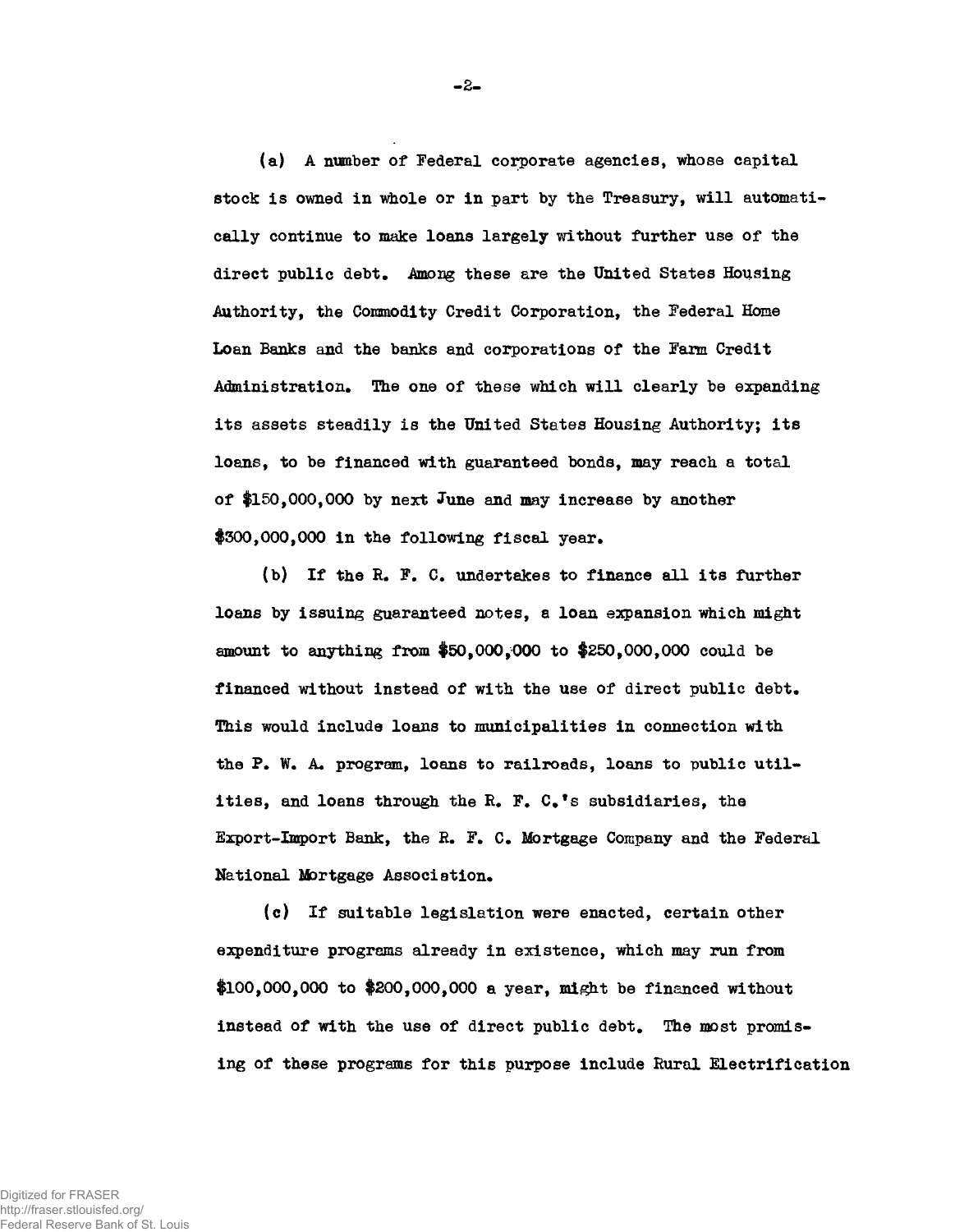(a) A number of Federal corporate agencies, whose capital stock is owned in whole or in part by the Treasury, will automatically continue to make loans largely without further use of the direct public debt. Among these are the United States Housing Authority, the Commodity Credit Corporation, the Federal Home Loan Banks and the banks and corporations of the Farm Credit Administration. The one of these which will clearly be expanding its assets steadily is the United States Housing Authority; its loans, to be financed with guaranteed bonds, may reach a total of $150,000,000 by next June and may increase by another $300,000,000 in the following fiscal year.

(b) If the R. F. C. undertakes to finance all its further loans by issuing guaranteed notes, a loan expansion which might amount to anything from $50,000,000 to $250,000,000 could be financed without instead of with the use of direct public debt. This would include loans to municipalities in connection with the P. W. A. program, loans to railroads, loans to public utilities, and loans through the R. F. C.'s subsidiaries, the Export-Import Bank, the R. F. C. Mortgage Company and the Federal National Mortgage Association.

(c) If suitable legislation were enacted, certain other expenditure programs already in existence, which may run from $100,000,000 to $200,000,000 a year, might be financed without instead of with the use of direct public debt. The most promising of these programs for this purpose include Rural Electrification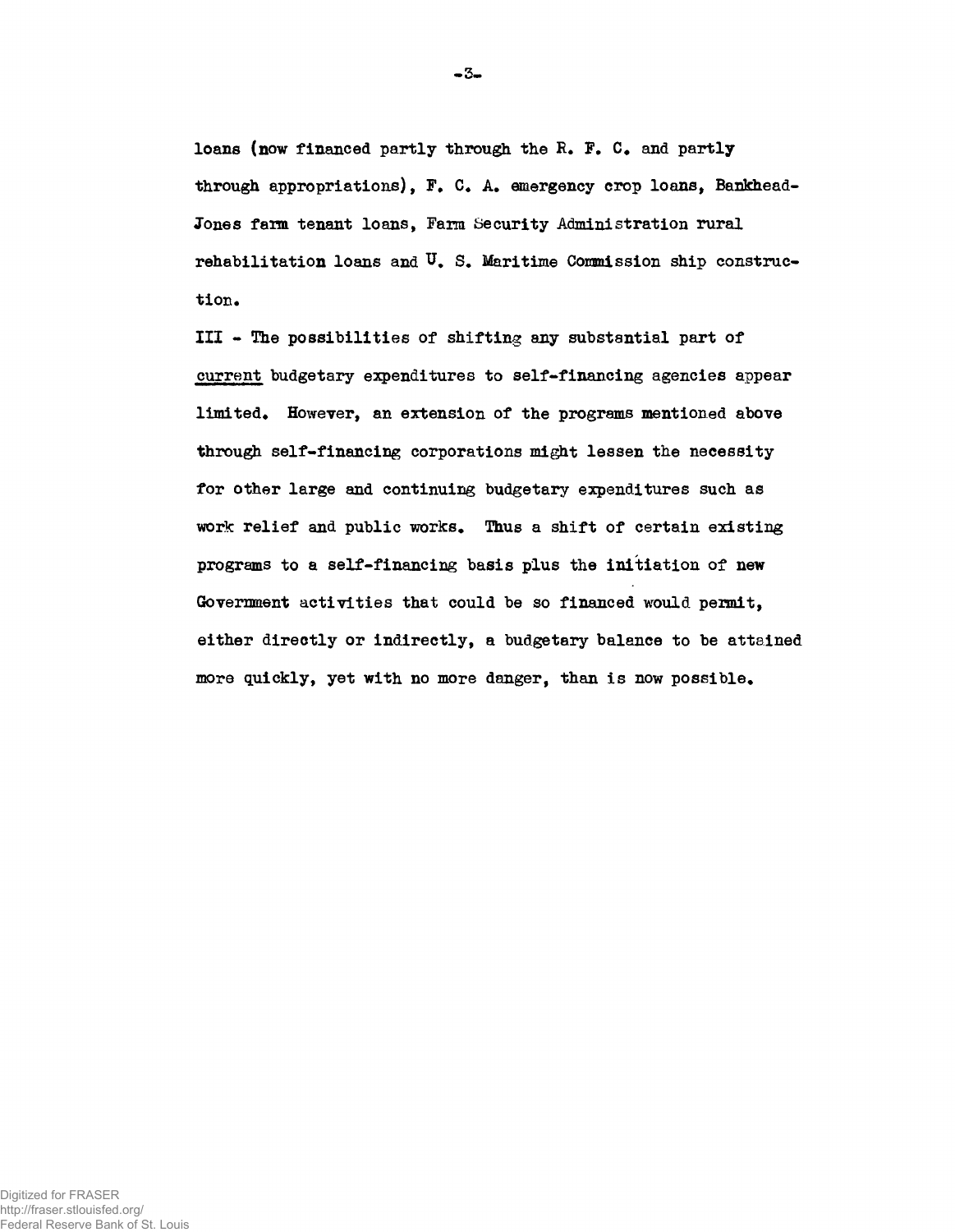loans (now financed partly through the R. F. C. and partly through appropriations), F. C. A. emergency crop loans, Bankhead-Jones farm tenant loans, Farm Security Administration rural rehabilitation loans and U. S. Maritime Commission ship construction.

III - The possibilities of shifting any substantial part of current budgetary expenditures to self-financing agencies appear limited. However, an extension of the programs mentioned above through self-financing corporations might lessen the necessity for other large and continuing budgetary expenditures such as work relief and public works. Thus a shift of certain existing programs to a self-financing basis plus the initiation of new Government activities that could be so financed would permit, either directly or indirectly, a budgetary balance to be attained more quickly, yet with no more danger, than is now possible.